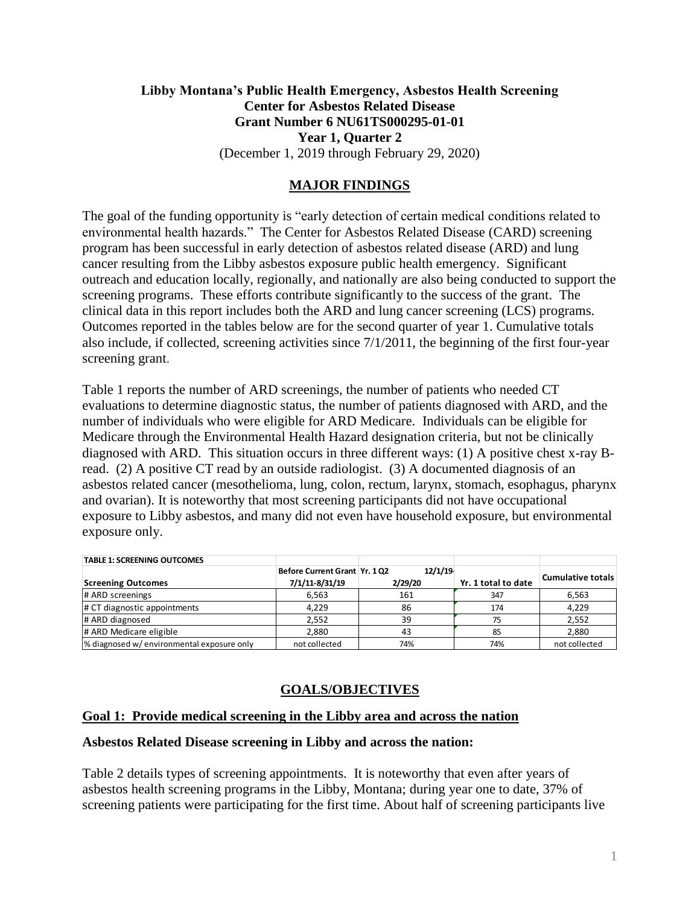**Libby Montana's Public Health Emergency, Asbestos Health Screening**
**Center for Asbestos Related Disease**
**Grant Number 6 NU61TS000295-01-01**
**Year 1, Quarter 2**
(December 1, 2019 through February 29, 2020)

## MAJOR FINDINGS

The goal of the funding opportunity is "early detection of certain medical conditions related to environmental health hazards." The Center for Asbestos Related Disease (CARD) screening program has been successful in early detection of asbestos related disease (ARD) and lung cancer resulting from the Libby asbestos exposure public health emergency. Significant outreach and education locally, regionally, and nationally are also being conducted to support the screening programs. These efforts contribute significantly to the success of the grant. The clinical data in this report includes both the ARD and lung cancer screening (LCS) programs. Outcomes reported in the tables below are for the second quarter of year 1. Cumulative totals also include, if collected, screening activities since 7/1/2011, the beginning of the first four-year screening grant.

Table 1 reports the number of ARD screenings, the number of patients who needed CT evaluations to determine diagnostic status, the number of patients diagnosed with ARD, and the number of individuals who were eligible for ARD Medicare. Individuals can be eligible for Medicare through the Environmental Health Hazard designation criteria, but not be clinically diagnosed with ARD. This situation occurs in three different ways: (1) A positive chest x-ray B-read. (2) A positive CT read by an outside radiologist. (3) A documented diagnosis of an asbestos related cancer (mesothelioma, lung, colon, rectum, larynx, stomach, esophagus, pharynx and ovarian). It is noteworthy that most screening participants did not have occupational exposure to Libby asbestos, and many did not even have household exposure, but environmental exposure only.

**TABLE 1: SCREENING OUTCOMES**

| Screening Outcomes | Before Current Grant 7/1/11-8/31/19 | Yr. 1 Q2 12/1/19-2/29/20 | Yr. 1 total to date | Cumulative totals |
|---|---|---|---|---|
| # ARD screenings | 6,563 | 161 | 347 | 6,563 |
| # CT diagnostic appointments | 4,229 | 86 | 174 | 4,229 |
| # ARD diagnosed | 2,552 | 39 | 75 | 2,552 |
| # ARD Medicare eligible | 2,880 | 43 | 85 | 2,880 |
| % diagnosed w/ environmental exposure only | not collected | 74% | 74% | not collected |

## GOALS/OBJECTIVES

### Goal 1: Provide medical screening in the Libby area and across the nation

**Asbestos Related Disease screening in Libby and across the nation:**

Table 2 details types of screening appointments. It is noteworthy that even after years of asbestos health screening programs in the Libby, Montana; during year one to date, 37% of screening patients were participating for the first time. About half of screening participants live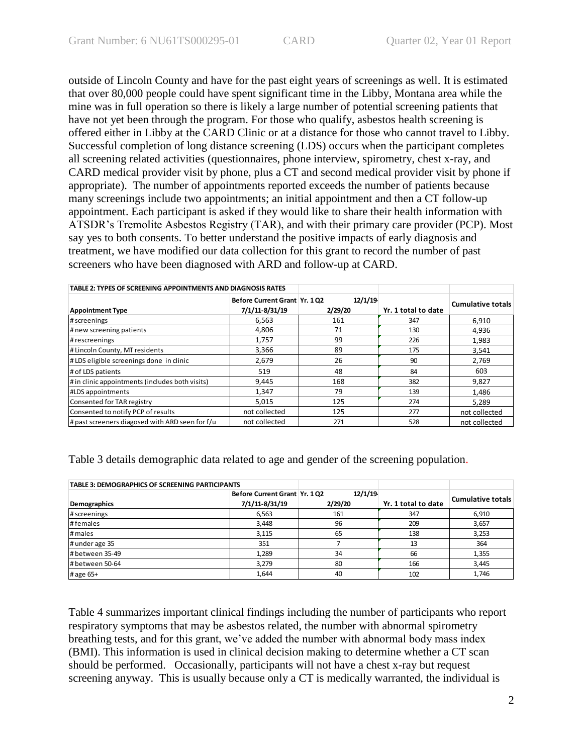outside of Lincoln County and have for the past eight years of screenings as well. It is estimated that over 80,000 people could have spent significant time in the Libby, Montana area while the mine was in full operation so there is likely a large number of potential screening patients that have not yet been through the program. For those who qualify, asbestos health screening is offered either in Libby at the CARD Clinic or at a distance for those who cannot travel to Libby. Successful completion of long distance screening (LDS) occurs when the participant completes all screening related activities (questionnaires, phone interview, spirometry, chest x-ray, and CARD medical provider visit by phone, plus a CT and second medical provider visit by phone if appropriate). The number of appointments reported exceeds the number of patients because many screenings include two appointments; an initial appointment and then a CT follow-up appointment. Each participant is asked if they would like to share their health information with ATSDR's Tremolite Asbestos Registry (TAR), and with their primary care provider (PCP). Most say yes to both consents. To better understand the positive impacts of early diagnosis and treatment, we have modified our data collection for this grant to record the number of past screeners who have been diagnosed with ARD and follow-up at CARD.

**TABLE 2: TYPES OF SCREENING APPOINTMENTS AND DIAGNOSIS RATES**

| Appointment Type | Before Current Grant 7/1/11-8/31/19 | Yr. 1 Q2 12/1/19-2/29/20 | Yr. 1 total to date | Cumulative totals |
|---|---|---|---|---|
| # screenings | 6,563 | 161 | 347 | 6,910 |
| # new screening patients | 4,806 | 71 | 130 | 4,936 |
| # rescreenings | 1,757 | 99 | 226 | 1,983 |
| # Lincoln County, MT residents | 3,366 | 89 | 175 | 3,541 |
| # LDS eligible screenings done in clinic | 2,679 | 26 | 90 | 2,769 |
| # of LDS patients | 519 | 48 | 84 | 603 |
| # in clinic appointments (includes both visits) | 9,445 | 168 | 382 | 9,827 |
| #LDS appointments | 1,347 | 79 | 139 | 1,486 |
| Consented for TAR registry | 5,015 | 125 | 274 | 5,289 |
| Consented to notify PCP of results | not collected | 125 | 277 | not collected |
| # past screeners diagosed with ARD seen for f/u | not collected | 271 | 528 | not collected |

Table 3 details demographic data related to age and gender of the screening population.

**TABLE 3: DEMOGRAPHICS OF SCREENING PARTICIPANTS**

| Demographics | Before Current Grant 7/1/11-8/31/19 | Yr. 1 Q2 12/1/19-2/29/20 | Yr. 1 total to date | Cumulative totals |
|---|---|---|---|---|
| # screenings | 6,563 | 161 | 347 | 6,910 |
| # females | 3,448 | 96 | 209 | 3,657 |
| # males | 3,115 | 65 | 138 | 3,253 |
| # under age 35 | 351 | 7 | 13 | 364 |
| # between 35-49 | 1,289 | 34 | 66 | 1,355 |
| # between 50-64 | 3,279 | 80 | 166 | 3,445 |
| # age 65+ | 1,644 | 40 | 102 | 1,746 |

Table 4 summarizes important clinical findings including the number of participants who report respiratory symptoms that may be asbestos related, the number with abnormal spirometry breathing tests, and for this grant, we've added the number with abnormal body mass index (BMI). This information is used in clinical decision making to determine whether a CT scan should be performed. Occasionally, participants will not have a chest x-ray but request screening anyway. This is usually because only a CT is medically warranted, the individual is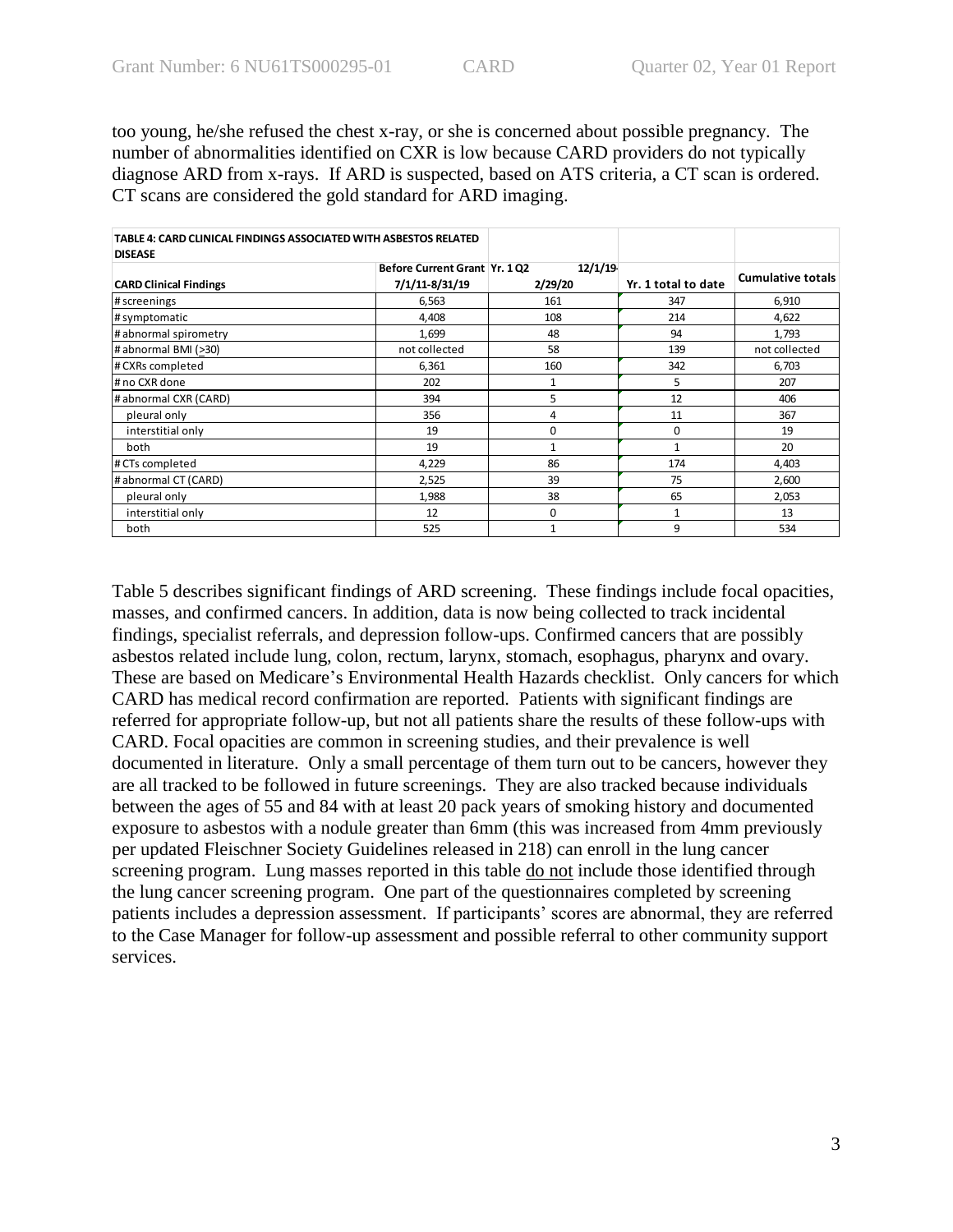too young, he/she refused the chest x-ray, or she is concerned about possible pregnancy. The number of abnormalities identified on CXR is low because CARD providers do not typically diagnose ARD from x-rays. If ARD is suspected, based on ATS criteria, a CT scan is ordered. CT scans are considered the gold standard for ARD imaging.

**TABLE 4: CARD CLINICAL FINDINGS ASSOCIATED WITH ASBESTOS RELATED DISEASE**

| CARD Clinical Findings | Before Current Grant 7/1/11-8/31/19 | Yr. 1 Q2 12/1/19-2/29/20 | Yr. 1 total to date | Cumulative totals |
|---|---|---|---|---|
| # screenings | 6,563 | 161 | 347 | 6,910 |
| # symptomatic | 4,408 | 108 | 214 | 4,622 |
| # abnormal spirometry | 1,699 | 48 | 94 | 1,793 |
| # abnormal BMI (>30) | not collected | 58 | 139 | not collected |
| # CXRs completed | 6,361 | 160 | 342 | 6,703 |
| # no CXR done | 202 | 1 | 5 | 207 |
| # abnormal CXR (CARD) | 394 | 5 | 12 | 406 |
| pleural only | 356 | 4 | 11 | 367 |
| interstitial only | 19 | 0 | 0 | 19 |
| both | 19 | 1 | 1 | 20 |
| # CTs completed | 4,229 | 86 | 174 | 4,403 |
| # abnormal CT (CARD) | 2,525 | 39 | 75 | 2,600 |
| pleural only | 1,988 | 38 | 65 | 2,053 |
| interstitial only | 12 | 0 | 1 | 13 |
| both | 525 | 1 | 9 | 534 |

Table 5 describes significant findings of ARD screening. These findings include focal opacities, masses, and confirmed cancers. In addition, data is now being collected to track incidental findings, specialist referrals, and depression follow-ups. Confirmed cancers that are possibly asbestos related include lung, colon, rectum, larynx, stomach, esophagus, pharynx and ovary. These are based on Medicare's Environmental Health Hazards checklist. Only cancers for which CARD has medical record confirmation are reported. Patients with significant findings are referred for appropriate follow-up, but not all patients share the results of these follow-ups with CARD. Focal opacities are common in screening studies, and their prevalence is well documented in literature. Only a small percentage of them turn out to be cancers, however they are all tracked to be followed in future screenings. They are also tracked because individuals between the ages of 55 and 84 with at least 20 pack years of smoking history and documented exposure to asbestos with a nodule greater than 6mm (this was increased from 4mm previously per updated Fleischner Society Guidelines released in 218) can enroll in the lung cancer screening program. Lung masses reported in this table do not include those identified through the lung cancer screening program. One part of the questionnaires completed by screening patients includes a depression assessment. If participants' scores are abnormal, they are referred to the Case Manager for follow-up assessment and possible referral to other community support services.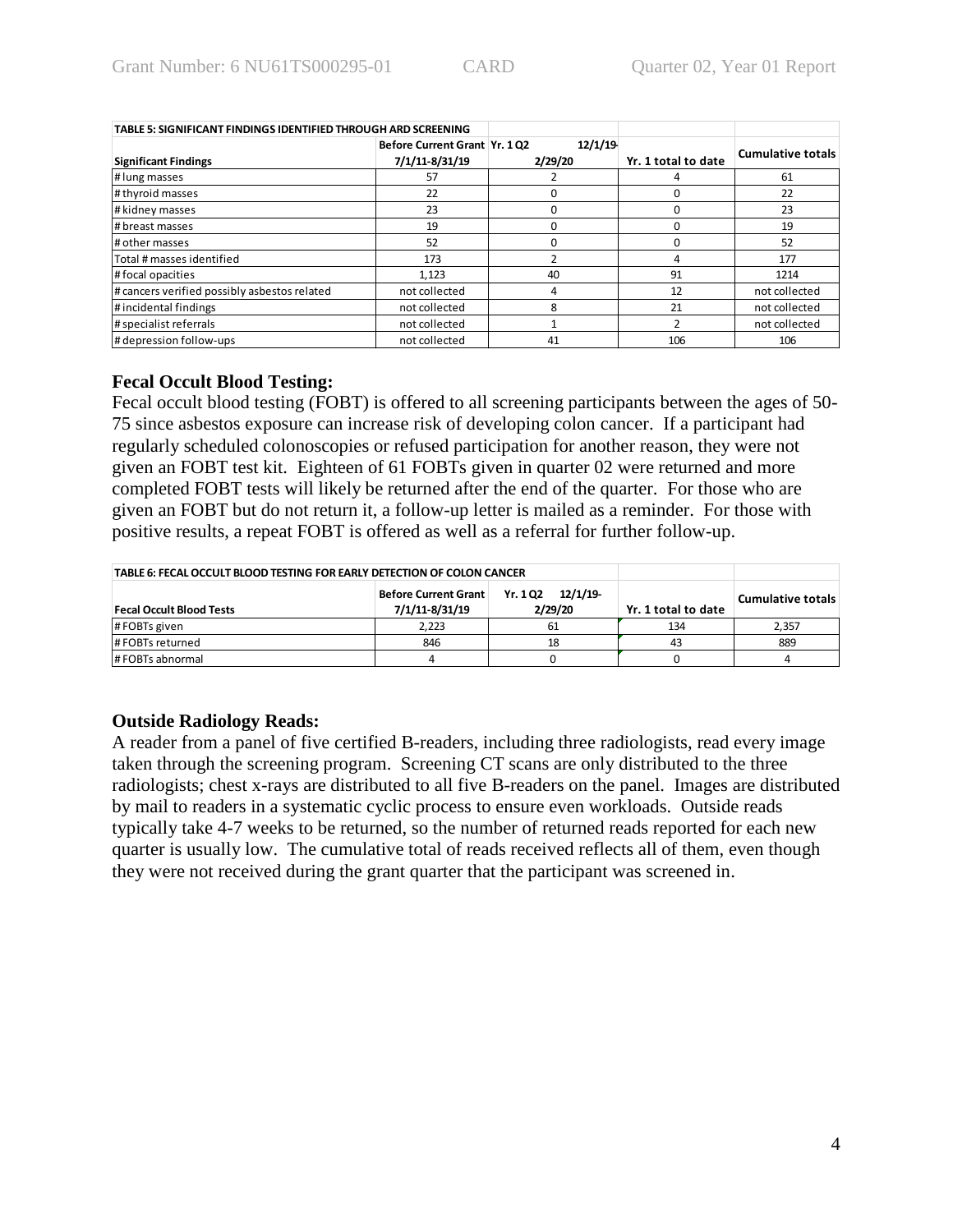| TABLE 5: SIGNIFICANT FINDINGS IDENTIFIED THROUGH ARD SCREENING | | | | |
|---|---|---|---|---|
| Significant Findings | Before Current Grant 7/1/11-8/31/19 | Yr. 1 Q2 12/1/19-2/29/20 | Yr. 1 total to date | Cumulative totals |
| # lung masses | 57 | 2 | 4 | 61 |
| # thyroid masses | 22 | 0 | 0 | 22 |
| # kidney masses | 23 | 0 | 0 | 23 |
| # breast masses | 19 | 0 | 0 | 19 |
| # other masses | 52 | 0 | 0 | 52 |
| Total # masses identified | 173 | 2 | 4 | 177 |
| # focal opacities | 1,123 | 40 | 91 | 1214 |
| # cancers verified possibly asbestos related | not collected | 4 | 12 | not collected |
| # incidental findings | not collected | 8 | 21 | not collected |
| # specialist referrals | not collected | 1 | 2 | not collected |
| # depression follow-ups | not collected | 41 | 106 | 106 |

### Fecal Occult Blood Testing:

Fecal occult blood testing (FOBT) is offered to all screening participants between the ages of 50-75 since asbestos exposure can increase risk of developing colon cancer. If a participant had regularly scheduled colonoscopies or refused participation for another reason, they were not given an FOBT test kit. Eighteen of 61 FOBTs given in quarter 02 were returned and more completed FOBT tests will likely be returned after the end of the quarter. For those who are given an FOBT but do not return it, a follow-up letter is mailed as a reminder. For those with positive results, a repeat FOBT is offered as well as a referral for further follow-up.

| TABLE 6: FECAL OCCULT BLOOD TESTING FOR EARLY DETECTION OF COLON CANCER | | | | |
|---|---|---|---|---|
| Fecal Occult Blood Tests | Before Current Grant 7/1/11-8/31/19 | Yr. 1 Q2 12/1/19-2/29/20 | Yr. 1 total to date | Cumulative totals |
| # FOBTs given | 2,223 | 61 | 134 | 2,357 |
| # FOBTs returned | 846 | 18 | 43 | 889 |
| # FOBTs abnormal | 4 | 0 | 0 | 4 |

### Outside Radiology Reads:

A reader from a panel of five certified B-readers, including three radiologists, read every image taken through the screening program. Screening CT scans are only distributed to the three radiologists; chest x-rays are distributed to all five B-readers on the panel. Images are distributed by mail to readers in a systematic cyclic process to ensure even workloads. Outside reads typically take 4-7 weeks to be returned, so the number of returned reads reported for each new quarter is usually low. The cumulative total of reads received reflects all of them, even though they were not received during the grant quarter that the participant was screened in.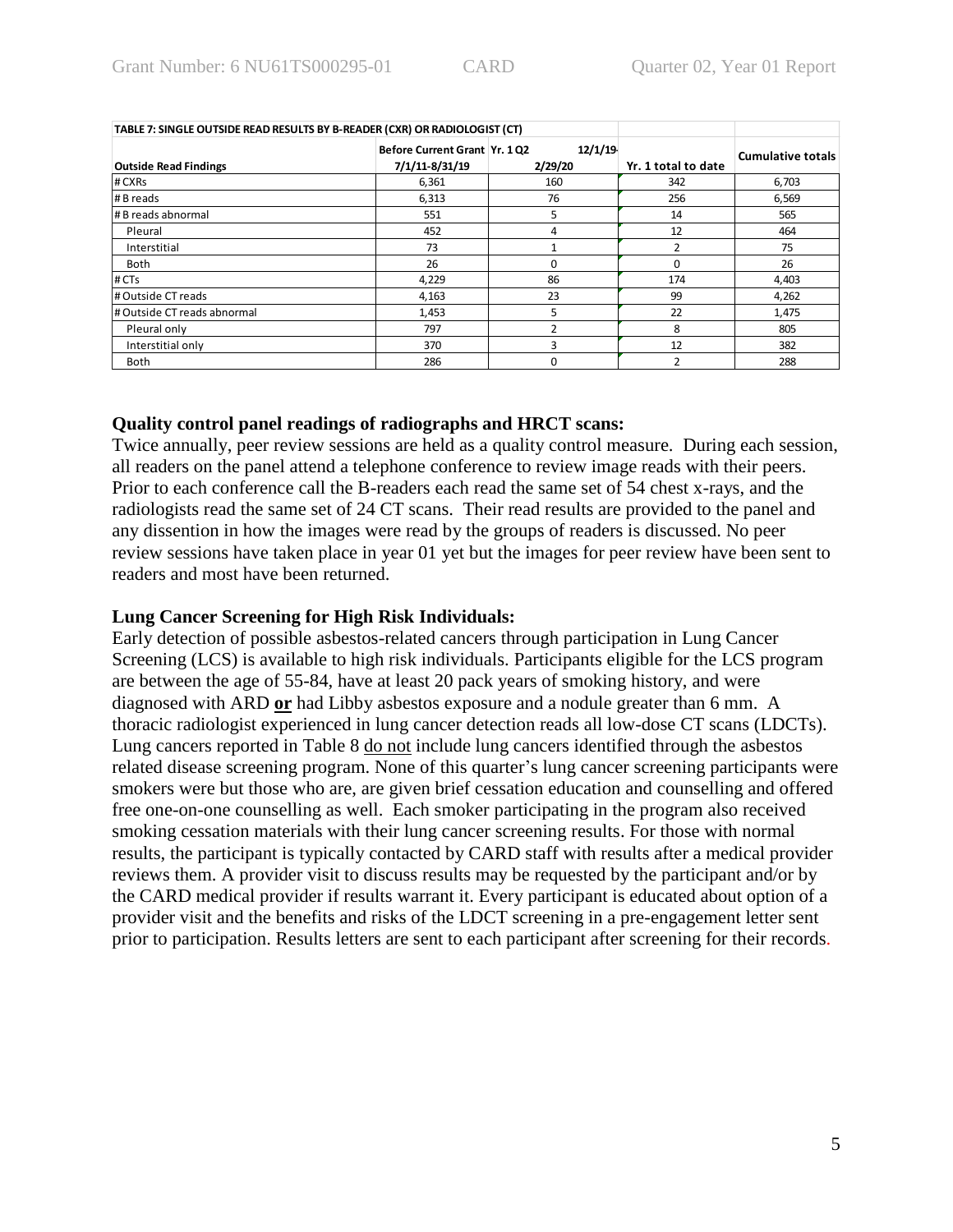| TABLE 7: SINGLE OUTSIDE READ RESULTS BY B-READER (CXR) OR RADIOLOGIST (CT) | | | | |
|---|---|---|---|---|
| **Outside Read Findings** | **Before Current Grant 7/1/11-8/31/19** | **Yr. 1 Q2 12/1/19-2/29/20** | **Yr. 1 total to date** | **Cumulative totals** |
| # CXRs | 6,361 | 160 | 342 | 6,703 |
| # B reads | 6,313 | 76 | 256 | 6,569 |
| # B reads abnormal | 551 | 5 | 14 | 565 |
| Pleural | 452 | 4 | 12 | 464 |
| Interstitial | 73 | 1 | 2 | 75 |
| Both | 26 | 0 | 0 | 26 |
| # CTs | 4,229 | 86 | 174 | 4,403 |
| # Outside CT reads | 4,163 | 23 | 99 | 4,262 |
| # Outside CT reads abnormal | 1,453 | 5 | 22 | 1,475 |
| Pleural only | 797 | 2 | 8 | 805 |
| Interstitial only | 370 | 3 | 12 | 382 |
| Both | 286 | 0 | 2 | 288 |

### Quality control panel readings of radiographs and HRCT scans:

Twice annually, peer review sessions are held as a quality control measure. During each session, all readers on the panel attend a telephone conference to review image reads with their peers. Prior to each conference call the B-readers each read the same set of 54 chest x-rays, and the radiologists read the same set of 24 CT scans. Their read results are provided to the panel and any dissention in how the images were read by the groups of readers is discussed. No peer review sessions have taken place in year 01 yet but the images for peer review have been sent to readers and most have been returned.

### Lung Cancer Screening for High Risk Individuals:

Early detection of possible asbestos-related cancers through participation in Lung Cancer Screening (LCS) is available to high risk individuals. Participants eligible for the LCS program are between the age of 55-84, have at least 20 pack years of smoking history, and were diagnosed with ARD **or** had Libby asbestos exposure and a nodule greater than 6 mm. A thoracic radiologist experienced in lung cancer detection reads all low-dose CT scans (LDCTs). Lung cancers reported in Table 8 do not include lung cancers identified through the asbestos related disease screening program. None of this quarter's lung cancer screening participants were smokers were but those who are, are given brief cessation education and counselling and offered free one-on-one counselling as well. Each smoker participating in the program also received smoking cessation materials with their lung cancer screening results. For those with normal results, the participant is typically contacted by CARD staff with results after a medical provider reviews them. A provider visit to discuss results may be requested by the participant and/or by the CARD medical provider if results warrant it. Every participant is educated about option of a provider visit and the benefits and risks of the LDCT screening in a pre-engagement letter sent prior to participation. Results letters are sent to each participant after screening for their records.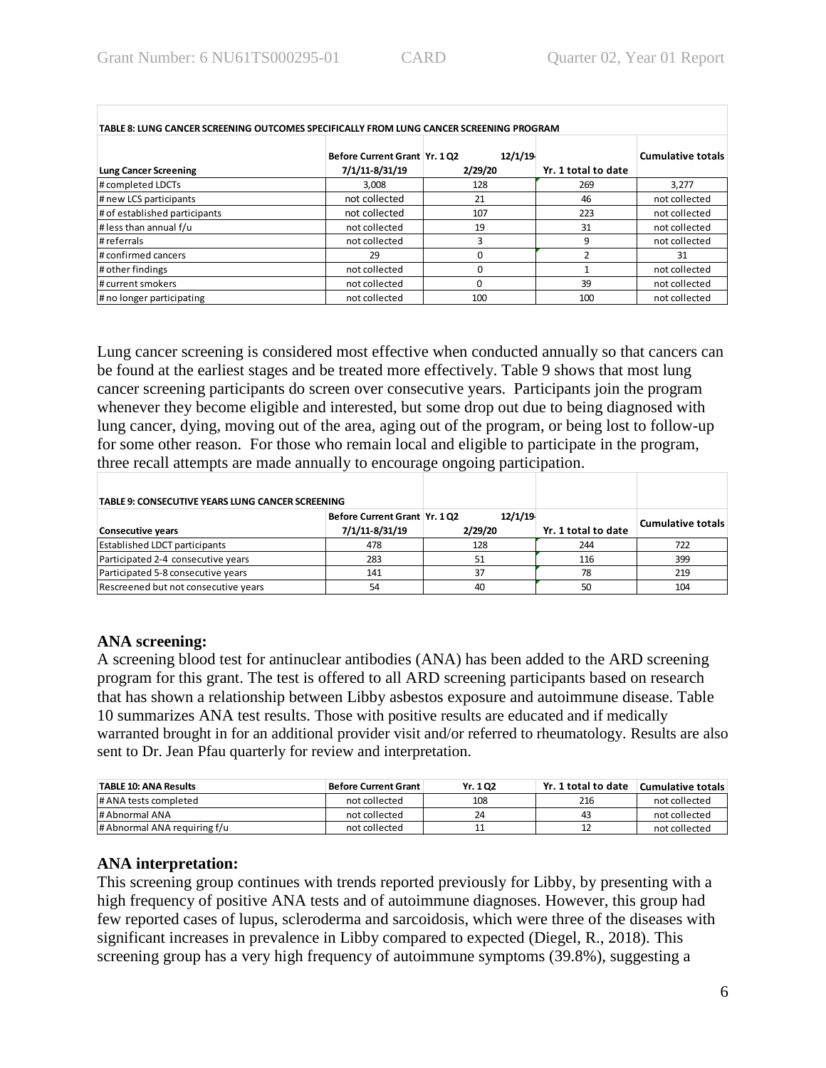**TABLE 8: LUNG CANCER SCREENING OUTCOMES SPECIFICALLY FROM LUNG CANCER SCREENING PROGRAM**

| Lung Cancer Screening | Before Current Grant 7/1/11-8/31/19 | Yr. 1 Q2 12/1/19-2/29/20 | Yr. 1 total to date | Cumulative totals |
|---|---|---|---|---|
| # completed LDCTs | 3,008 | 128 | 269 | 3,277 |
| # new LCS participants | not collected | 21 | 46 | not collected |
| # of established participants | not collected | 107 | 223 | not collected |
| # less than annual f/u | not collected | 19 | 31 | not collected |
| # referrals | not collected | 3 | 9 | not collected |
| # confirmed cancers | 29 | 0 | 2 | 31 |
| # other findings | not collected | 0 | 1 | not collected |
| # current smokers | not collected | 0 | 39 | not collected |
| # no longer participating | not collected | 100 | 100 | not collected |

Lung cancer screening is considered most effective when conducted annually so that cancers can be found at the earliest stages and be treated more effectively. Table 9 shows that most lung cancer screening participants do screen over consecutive years. Participants join the program whenever they become eligible and interested, but some drop out due to being diagnosed with lung cancer, dying, moving out of the area, aging out of the program, or being lost to follow-up for some other reason. For those who remain local and eligible to participate in the program, three recall attempts are made annually to encourage ongoing participation.

**TABLE 9: CONSECUTIVE YEARS LUNG CANCER SCREENING**

| Consecutive years | Before Current Grant 7/1/11-8/31/19 | Yr. 1 Q2 12/1/19-2/29/20 | Yr. 1 total to date | Cumulative totals |
|---|---|---|---|---|
| Established LDCT participants | 478 | 128 | 244 | 722 |
| Participated 2-4 consecutive years | 283 | 51 | 116 | 399 |
| Participated 5-8 consecutive years | 141 | 37 | 78 | 219 |
| Rescreened but not consecutive years | 54 | 40 | 50 | 104 |

## ANA screening:

A screening blood test for antinuclear antibodies (ANA) has been added to the ARD screening program for this grant. The test is offered to all ARD screening participants based on research that has shown a relationship between Libby asbestos exposure and autoimmune disease. Table 10 summarizes ANA test results. Those with positive results are educated and if medically warranted brought in for an additional provider visit and/or referred to rheumatology. Results are also sent to Dr. Jean Pfau quarterly for review and interpretation.

| TABLE 10: ANA Results | Before Current Grant | Yr. 1 Q2 | Yr. 1 total to date | Cumulative totals |
|---|---|---|---|---|
| # ANA tests completed | not collected | 108 | 216 | not collected |
| # Abnormal ANA | not collected | 24 | 43 | not collected |
| # Abnormal ANA requiring f/u | not collected | 11 | 12 | not collected |

## ANA interpretation:

This screening group continues with trends reported previously for Libby, by presenting with a high frequency of positive ANA tests and of autoimmune diagnoses. However, this group had few reported cases of lupus, scleroderma and sarcoidosis, which were three of the diseases with significant increases in prevalence in Libby compared to expected (Diegel, R., 2018). This screening group has a very high frequency of autoimmune symptoms (39.8%), suggesting a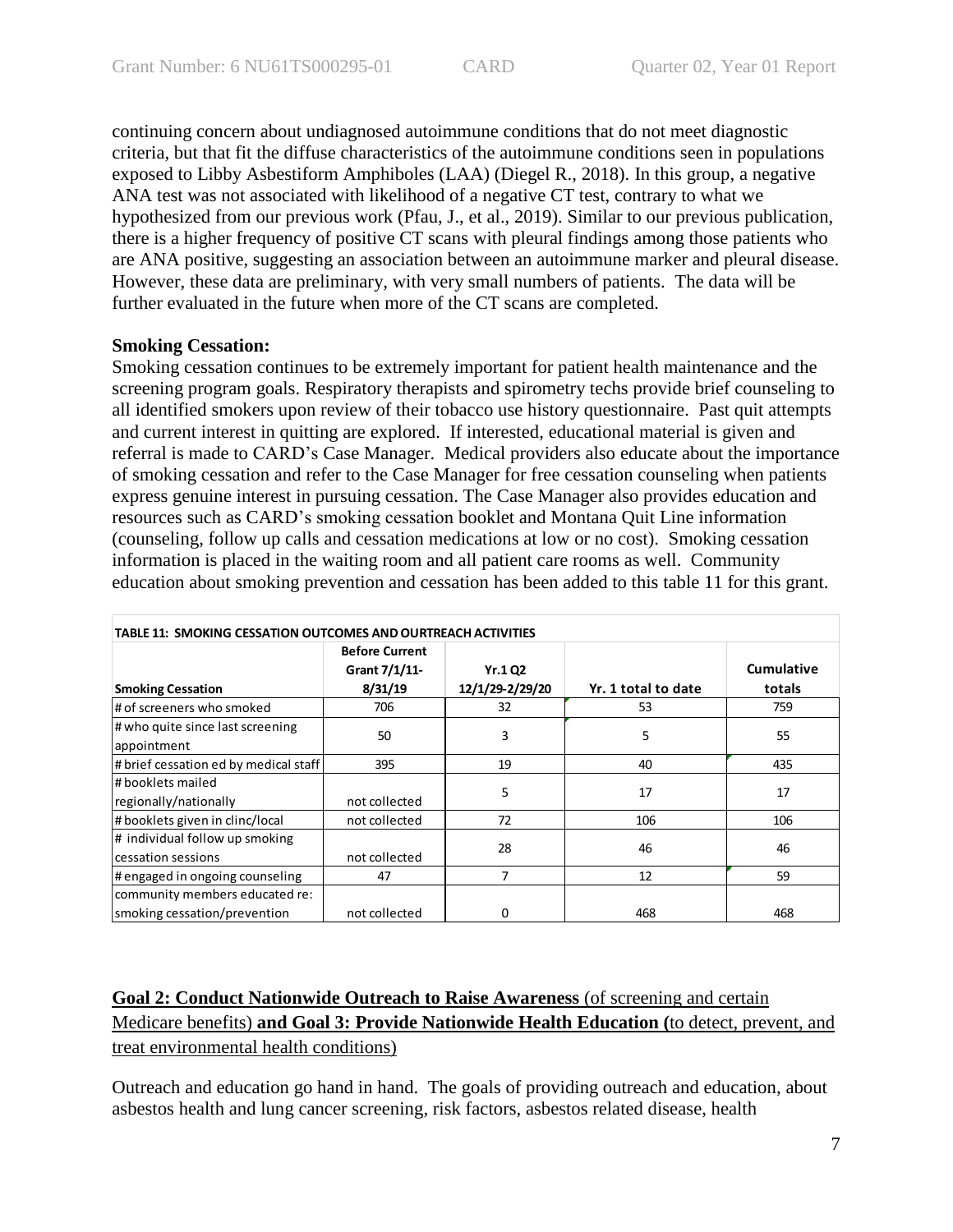continuing concern about undiagnosed autoimmune conditions that do not meet diagnostic criteria, but that fit the diffuse characteristics of the autoimmune conditions seen in populations exposed to Libby Asbestiform Amphiboles (LAA) (Diegel R., 2018). In this group, a negative ANA test was not associated with likelihood of a negative CT test, contrary to what we hypothesized from our previous work (Pfau, J., et al., 2019). Similar to our previous publication, there is a higher frequency of positive CT scans with pleural findings among those patients who are ANA positive, suggesting an association between an autoimmune marker and pleural disease. However, these data are preliminary, with very small numbers of patients. The data will be further evaluated in the future when more of the CT scans are completed.

**Smoking Cessation:**

Smoking cessation continues to be extremely important for patient health maintenance and the screening program goals. Respiratory therapists and spirometry techs provide brief counseling to all identified smokers upon review of their tobacco use history questionnaire. Past quit attempts and current interest in quitting are explored. If interested, educational material is given and referral is made to CARD's Case Manager. Medical providers also educate about the importance of smoking cessation and refer to the Case Manager for free cessation counseling when patients express genuine interest in pursuing cessation. The Case Manager also provides education and resources such as CARD's smoking cessation booklet and Montana Quit Line information (counseling, follow up calls and cessation medications at low or no cost). Smoking cessation information is placed in the waiting room and all patient care rooms as well. Community education about smoking prevention and cessation has been added to this table 11 for this grant.

**TABLE 11: SMOKING CESSATION OUTCOMES AND OURTREACH ACTIVITIES**

| Smoking Cessation | Before Current Grant 7/1/11-8/31/19 | Yr.1 Q2 12/1/29-2/29/20 | Yr. 1 total to date | Cumulative totals |
|---|---|---|---|---|
| # of screeners who smoked | 706 | 32 | 53 | 759 |
| # who quite since last screening appointment | 50 | 3 | 5 | 55 |
| # brief cessation ed by medical staff | 395 | 19 | 40 | 435 |
| # booklets mailed regionally/nationally | not collected | 5 | 17 | 17 |
| # booklets given in clinc/local | not collected | 72 | 106 | 106 |
| # individual follow up smoking cessation sessions | not collected | 28 | 46 | 46 |
| # engaged in ongoing counseling | 47 | 7 | 12 | 59 |
| community members educated re: smoking cessation/prevention | not collected | 0 | 468 | 468 |

**Goal 2: Conduct Nationwide Outreach to Raise Awareness** (of screening and certain Medicare benefits) **and Goal 3: Provide Nationwide Health Education (**to detect, prevent, and treat environmental health conditions)

Outreach and education go hand in hand. The goals of providing outreach and education, about asbestos health and lung cancer screening, risk factors, asbestos related disease, health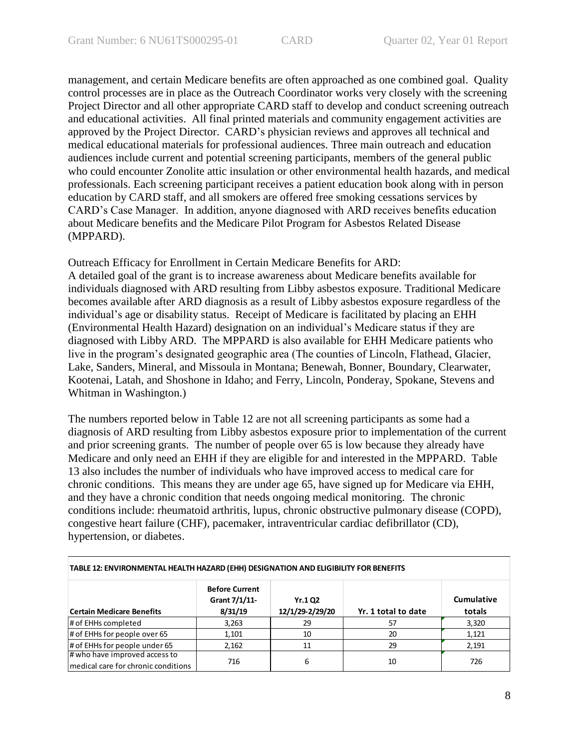management, and certain Medicare benefits are often approached as one combined goal. Quality control processes are in place as the Outreach Coordinator works very closely with the screening Project Director and all other appropriate CARD staff to develop and conduct screening outreach and educational activities. All final printed materials and community engagement activities are approved by the Project Director. CARD's physician reviews and approves all technical and medical educational materials for professional audiences. Three main outreach and education audiences include current and potential screening participants, members of the general public who could encounter Zonolite attic insulation or other environmental health hazards, and medical professionals. Each screening participant receives a patient education book along with in person education by CARD staff, and all smokers are offered free smoking cessations services by CARD's Case Manager. In addition, anyone diagnosed with ARD receives benefits education about Medicare benefits and the Medicare Pilot Program for Asbestos Related Disease (MPPARD).

Outreach Efficacy for Enrollment in Certain Medicare Benefits for ARD:
A detailed goal of the grant is to increase awareness about Medicare benefits available for individuals diagnosed with ARD resulting from Libby asbestos exposure. Traditional Medicare becomes available after ARD diagnosis as a result of Libby asbestos exposure regardless of the individual's age or disability status. Receipt of Medicare is facilitated by placing an EHH (Environmental Health Hazard) designation on an individual's Medicare status if they are diagnosed with Libby ARD. The MPPARD is also available for EHH Medicare patients who live in the program's designated geographic area (The counties of Lincoln, Flathead, Glacier, Lake, Sanders, Mineral, and Missoula in Montana; Benewah, Bonner, Boundary, Clearwater, Kootenai, Latah, and Shoshone in Idaho; and Ferry, Lincoln, Ponderay, Spokane, Stevens and Whitman in Washington.)

The numbers reported below in Table 12 are not all screening participants as some had a diagnosis of ARD resulting from Libby asbestos exposure prior to implementation of the current and prior screening grants. The number of people over 65 is low because they already have Medicare and only need an EHH if they are eligible for and interested in the MPPARD. Table 13 also includes the number of individuals who have improved access to medical care for chronic conditions. This means they are under age 65, have signed up for Medicare via EHH, and they have a chronic condition that needs ongoing medical monitoring. The chronic conditions include: rheumatoid arthritis, lupus, chronic obstructive pulmonary disease (COPD), congestive heart failure (CHF), pacemaker, intraventricular cardiac defibrillator (CD), hypertension, or diabetes.

**TABLE 12: ENVIRONMENTAL HEALTH HAZARD (EHH) DESIGNATION AND ELIGIBILITY FOR BENEFITS**

| Certain Medicare Benefits | Before Current Grant 7/1/11-8/31/19 | Yr.1 Q2 12/1/29-2/29/20 | Yr. 1 total to date | Cumulative totals |
|---|---|---|---|---|
| # of EHHs completed | 3,263 | 29 | 57 | 3,320 |
| # of EHHs for people over 65 | 1,101 | 10 | 20 | 1,121 |
| # of EHHs for people under 65 | 2,162 | 11 | 29 | 2,191 |
| # who have improved access to medical care for chronic conditions | 716 | 6 | 10 | 726 |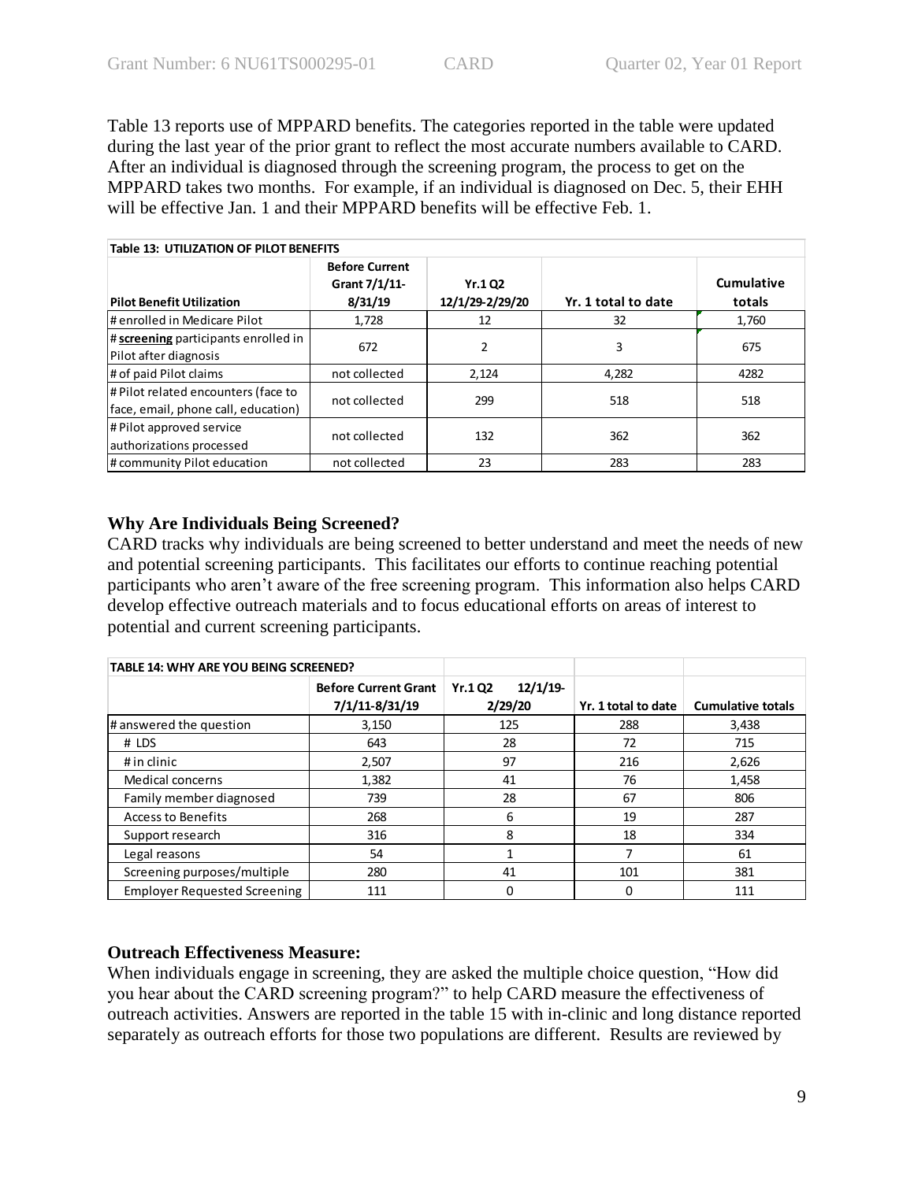Table 13 reports use of MPPARD benefits. The categories reported in the table were updated during the last year of the prior grant to reflect the most accurate numbers available to CARD. After an individual is diagnosed through the screening program, the process to get on the MPPARD takes two months. For example, if an individual is diagnosed on Dec. 5, their EHH will be effective Jan. 1 and their MPPARD benefits will be effective Feb. 1.

| **Table 13: UTILIZATION OF PILOT BENEFITS** | | | | |
|---|---|---|---|---|
| **Pilot Benefit Utilization** | **Before Current Grant 7/1/11-8/31/19** | **Yr.1 Q2 12/1/29-2/29/20** | **Yr. 1 total to date** | **Cumulative totals** |
| # enrolled in Medicare Pilot | 1,728 | 12 | 32 | 1,760 |
| # **screening** participants enrolled in Pilot after diagnosis | 672 | 2 | 3 | 675 |
| # of paid Pilot claims | not collected | 2,124 | 4,282 | 4282 |
| # Pilot related encounters (face to face, email, phone call, education) | not collected | 299 | 518 | 518 |
| # Pilot approved service authorizations processed | not collected | 132 | 362 | 362 |
| # community Pilot education | not collected | 23 | 283 | 283 |

### Why Are Individuals Being Screened?

CARD tracks why individuals are being screened to better understand and meet the needs of new and potential screening participants. This facilitates our efforts to continue reaching potential participants who aren't aware of the free screening program. This information also helps CARD develop effective outreach materials and to focus educational efforts on areas of interest to potential and current screening participants.

| **TABLE 14: WHY ARE YOU BEING SCREENED?** | | | | |
|---|---|---|---|---|
| | **Before Current Grant 7/1/11-8/31/19** | **Yr.1 Q2 12/1/19-2/29/20** | **Yr. 1 total to date** | **Cumulative totals** |
| # answered the question | 3,150 | 125 | 288 | 3,438 |
| # LDS | 643 | 28 | 72 | 715 |
| # in clinic | 2,507 | 97 | 216 | 2,626 |
| Medical concerns | 1,382 | 41 | 76 | 1,458 |
| Family member diagnosed | 739 | 28 | 67 | 806 |
| Access to Benefits | 268 | 6 | 19 | 287 |
| Support research | 316 | 8 | 18 | 334 |
| Legal reasons | 54 | 1 | 7 | 61 |
| Screening purposes/multiple | 280 | 41 | 101 | 381 |
| Employer Requested Screening | 111 | 0 | 0 | 111 |

### Outreach Effectiveness Measure:

When individuals engage in screening, they are asked the multiple choice question, "How did you hear about the CARD screening program?" to help CARD measure the effectiveness of outreach activities. Answers are reported in the table 15 with in-clinic and long distance reported separately as outreach efforts for those two populations are different. Results are reviewed by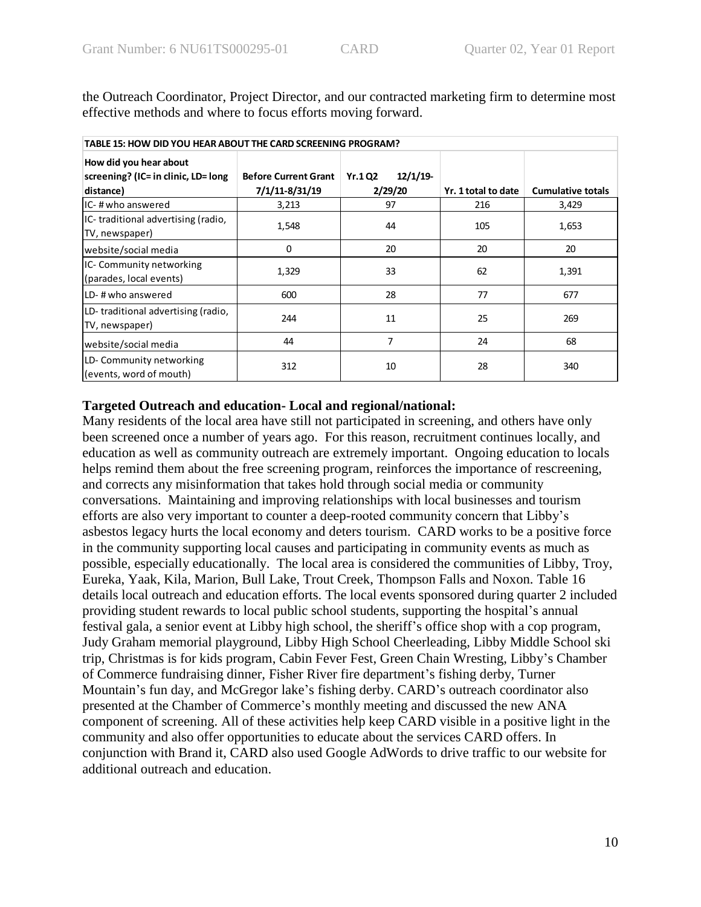the Outreach Coordinator, Project Director, and our contracted marketing firm to determine most effective methods and where to focus efforts moving forward.

| TABLE 15: HOW DID YOU HEAR ABOUT THE CARD SCREENING PROGRAM? | | | | |
|---|---|---|---|---|
| How did you hear about screening? (IC= in clinic, LD= long distance) | Before Current Grant 7/1/11-8/31/19 | Yr.1 Q2 12/1/19-2/29/20 | Yr. 1 total to date | Cumulative totals |
| IC- # who answered | 3,213 | 97 | 216 | 3,429 |
| IC- traditional advertising (radio, TV, newspaper) | 1,548 | 44 | 105 | 1,653 |
| website/social media | 0 | 20 | 20 | 20 |
| IC- Community networking (parades, local events) | 1,329 | 33 | 62 | 1,391 |
| LD- # who answered | 600 | 28 | 77 | 677 |
| LD- traditional advertising (radio, TV, newspaper) | 244 | 11 | 25 | 269 |
| website/social media | 44 | 7 | 24 | 68 |
| LD- Community networking (events, word of mouth) | 312 | 10 | 28 | 340 |

**Targeted Outreach and education- Local and regional/national:**

Many residents of the local area have still not participated in screening, and others have only been screened once a number of years ago. For this reason, recruitment continues locally, and education as well as community outreach are extremely important. Ongoing education to locals helps remind them about the free screening program, reinforces the importance of rescreening, and corrects any misinformation that takes hold through social media or community conversations. Maintaining and improving relationships with local businesses and tourism efforts are also very important to counter a deep-rooted community concern that Libby's asbestos legacy hurts the local economy and deters tourism. CARD works to be a positive force in the community supporting local causes and participating in community events as much as possible, especially educationally. The local area is considered the communities of Libby, Troy, Eureka, Yaak, Kila, Marion, Bull Lake, Trout Creek, Thompson Falls and Noxon. Table 16 details local outreach and education efforts. The local events sponsored during quarter 2 included providing student rewards to local public school students, supporting the hospital's annual festival gala, a senior event at Libby high school, the sheriff's office shop with a cop program, Judy Graham memorial playground, Libby High School Cheerleading, Libby Middle School ski trip, Christmas is for kids program, Cabin Fever Fest, Green Chain Wresting, Libby's Chamber of Commerce fundraising dinner, Fisher River fire department's fishing derby, Turner Mountain's fun day, and McGregor lake's fishing derby. CARD's outreach coordinator also presented at the Chamber of Commerce's monthly meeting and discussed the new ANA component of screening. All of these activities help keep CARD visible in a positive light in the community and also offer opportunities to educate about the services CARD offers. In conjunction with Brand it, CARD also used Google AdWords to drive traffic to our website for additional outreach and education.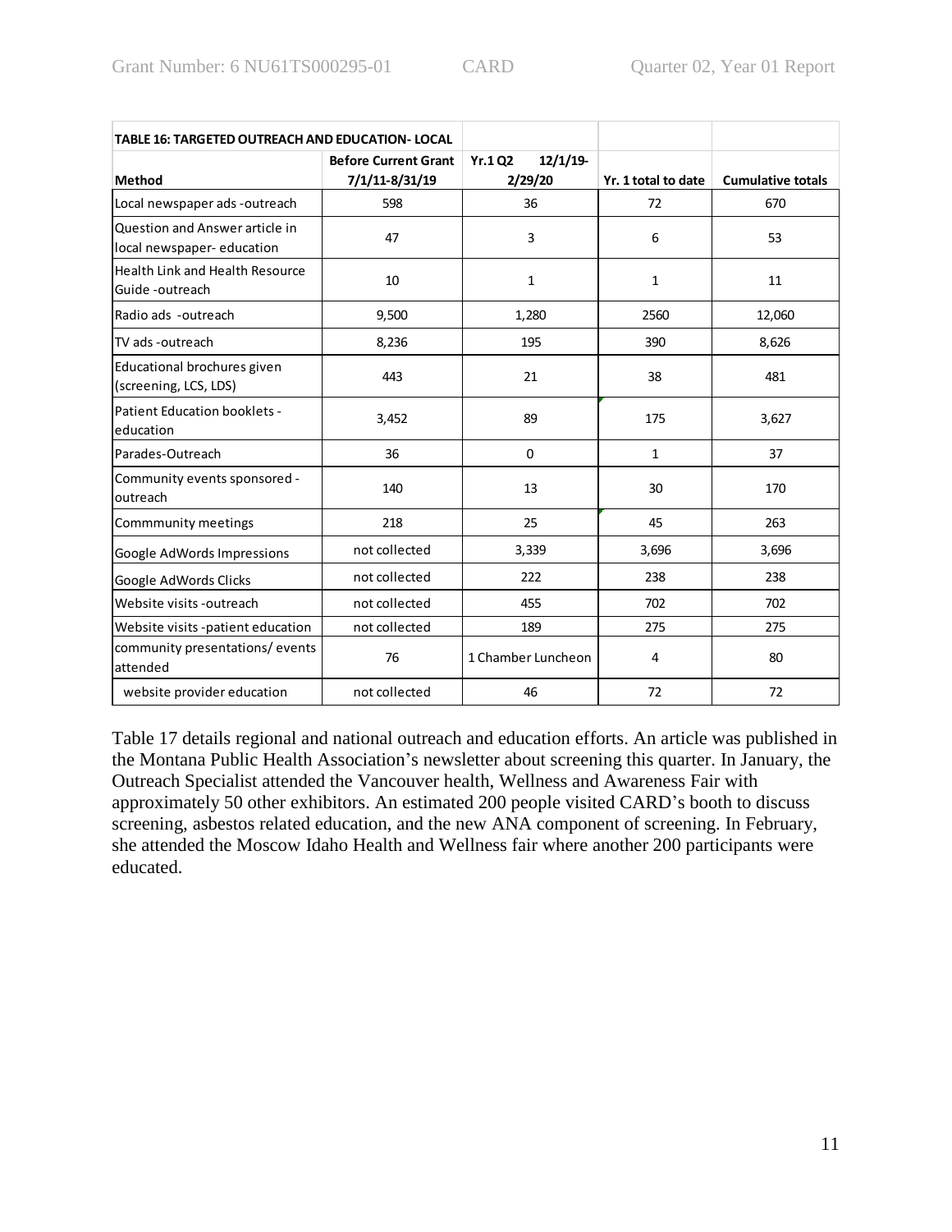| TABLE 16: TARGETED OUTREACH AND EDUCATION- LOCAL | | | | |
|---|---|---|---|---|
| **Method** | **Before Current Grant 7/1/11-8/31/19** | **Yr.1 Q2 12/1/19-2/29/20** | **Yr. 1 total to date** | **Cumulative totals** |
| Local newspaper ads -outreach | 598 | 36 | 72 | 670 |
| Question and Answer article in local newspaper- education | 47 | 3 | 6 | 53 |
| Health Link and Health Resource Guide -outreach | 10 | 1 | 1 | 11 |
| Radio ads -outreach | 9,500 | 1,280 | 2560 | 12,060 |
| TV ads -outreach | 8,236 | 195 | 390 | 8,626 |
| Educational brochures given (screening, LCS, LDS) | 443 | 21 | 38 | 481 |
| Patient Education booklets -education | 3,452 | 89 | 175 | 3,627 |
| Parades-Outreach | 36 | 0 | 1 | 37 |
| Community events sponsored -outreach | 140 | 13 | 30 | 170 |
| Commmunity meetings | 218 | 25 | 45 | 263 |
| Google AdWords Impressions | not collected | 3,339 | 3,696 | 3,696 |
| Google AdWords Clicks | not collected | 222 | 238 | 238 |
| Website visits -outreach | not collected | 455 | 702 | 702 |
| Website visits -patient education | not collected | 189 | 275 | 275 |
| community presentations/ events attended | 76 | 1 Chamber Luncheon | 4 | 80 |
| website provider education | not collected | 46 | 72 | 72 |

Table 17 details regional and national outreach and education efforts. An article was published in the Montana Public Health Association's newsletter about screening this quarter. In January, the Outreach Specialist attended the Vancouver health, Wellness and Awareness Fair with approximately 50 other exhibitors. An estimated 200 people visited CARD's booth to discuss screening, asbestos related education, and the new ANA component of screening. In February, she attended the Moscow Idaho Health and Wellness fair where another 200 participants were educated.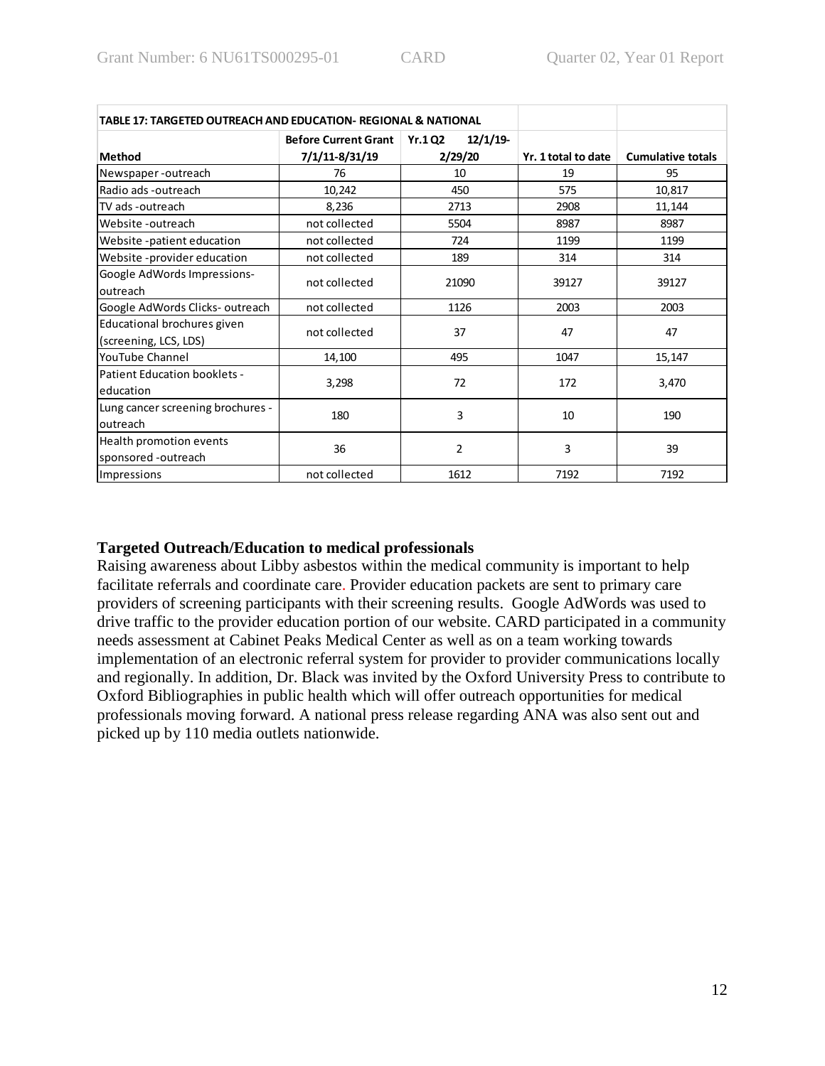| TABLE 17: TARGETED OUTREACH AND EDUCATION- REGIONAL & NATIONAL | | | | |
|---|---|---|---|---|
| **Method** | **Before Current Grant 7/1/11-8/31/19** | **Yr.1 Q2 12/1/19-2/29/20** | **Yr. 1 total to date** | **Cumulative totals** |
| Newspaper -outreach | 76 | 10 | 19 | 95 |
| Radio ads -outreach | 10,242 | 450 | 575 | 10,817 |
| TV ads -outreach | 8,236 | 2713 | 2908 | 11,144 |
| Website -outreach | not collected | 5504 | 8987 | 8987 |
| Website -patient education | not collected | 724 | 1199 | 1199 |
| Website -provider education | not collected | 189 | 314 | 314 |
| Google AdWords Impressions-outreach | not collected | 21090 | 39127 | 39127 |
| Google AdWords Clicks- outreach | not collected | 1126 | 2003 | 2003 |
| Educational brochures given (screening, LCS, LDS) | not collected | 37 | 47 | 47 |
| YouTube Channel | 14,100 | 495 | 1047 | 15,147 |
| Patient Education booklets - education | 3,298 | 72 | 172 | 3,470 |
| Lung cancer screening brochures - outreach | 180 | 3 | 10 | 190 |
| Health promotion events sponsored -outreach | 36 | 2 | 3 | 39 |
| Impressions | not collected | 1612 | 7192 | 7192 |

**Targeted Outreach/Education to medical professionals**

Raising awareness about Libby asbestos within the medical community is important to help facilitate referrals and coordinate care. Provider education packets are sent to primary care providers of screening participants with their screening results. Google AdWords was used to drive traffic to the provider education portion of our website. CARD participated in a community needs assessment at Cabinet Peaks Medical Center as well as on a team working towards implementation of an electronic referral system for provider to provider communications locally and regionally. In addition, Dr. Black was invited by the Oxford University Press to contribute to Oxford Bibliographies in public health which will offer outreach opportunities for medical professionals moving forward. A national press release regarding ANA was also sent out and picked up by 110 media outlets nationwide.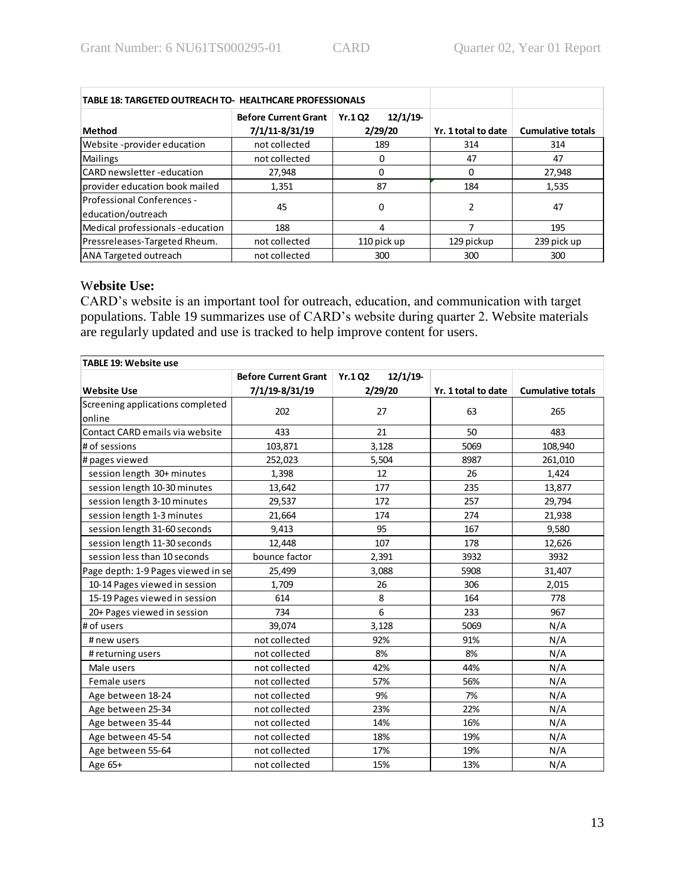| TABLE 18: TARGETED OUTREACH TO- HEALTHCARE PROFESSIONALS | | | | |
|---|---|---|---|---|
| Method | Before Current Grant 7/1/11-8/31/19 | Yr.1 Q2 12/1/19-2/29/20 | Yr. 1 total to date | Cumulative totals |
| Website -provider education | not collected | 189 | 314 | 314 |
| Mailings | not collected | 0 | 47 | 47 |
| CARD newsletter -education | 27,948 | 0 | 0 | 27,948 |
| provider education book mailed | 1,351 | 87 | 184 | 1,535 |
| Professional Conferences - education/outreach | 45 | 0 | 2 | 47 |
| Medical professionals -education | 188 | 4 | 7 | 195 |
| Pressreleases-Targeted Rheum. | not collected | 110 pick up | 129 pickup | 239 pick up |
| ANA Targeted outreach | not collected | 300 | 300 | 300 |

### Website Use:

CARD's website is an important tool for outreach, education, and communication with target populations. Table 19 summarizes use of CARD's website during quarter 2. Website materials are regularly updated and use is tracked to help improve content for users.

| TABLE 19: Website use | | | | |
|---|---|---|---|---|
| Website Use | Before Current Grant 7/1/19-8/31/19 | Yr.1 Q2 12/1/19-2/29/20 | Yr. 1 total to date | Cumulative totals |
| Screening applications completed online | 202 | 27 | 63 | 265 |
| Contact CARD emails via website | 433 | 21 | 50 | 483 |
| # of sessions | 103,871 | 3,128 | 5069 | 108,940 |
| # pages viewed | 252,023 | 5,504 | 8987 | 261,010 |
| session length 30+ minutes | 1,398 | 12 | 26 | 1,424 |
| session length 10-30 minutes | 13,642 | 177 | 235 | 13,877 |
| session length 3-10 minutes | 29,537 | 172 | 257 | 29,794 |
| session length 1-3 minutes | 21,664 | 174 | 274 | 21,938 |
| session length 31-60 seconds | 9,413 | 95 | 167 | 9,580 |
| session length 11-30 seconds | 12,448 | 107 | 178 | 12,626 |
| session less than 10 seconds | bounce factor | 2,391 | 3932 | 3932 |
| Page depth: 1-9 Pages viewed in se | 25,499 | 3,088 | 5908 | 31,407 |
| 10-14 Pages viewed in session | 1,709 | 26 | 306 | 2,015 |
| 15-19 Pages viewed in session | 614 | 8 | 164 | 778 |
| 20+ Pages viewed in session | 734 | 6 | 233 | 967 |
| # of users | 39,074 | 3,128 | 5069 | N/A |
| # new users | not collected | 92% | 91% | N/A |
| # returning users | not collected | 8% | 8% | N/A |
| Male users | not collected | 42% | 44% | N/A |
| Female users | not collected | 57% | 56% | N/A |
| Age between 18-24 | not collected | 9% | 7% | N/A |
| Age between 25-34 | not collected | 23% | 22% | N/A |
| Age between 35-44 | not collected | 14% | 16% | N/A |
| Age between 45-54 | not collected | 18% | 19% | N/A |
| Age between 55-64 | not collected | 17% | 19% | N/A |
| Age 65+ | not collected | 15% | 13% | N/A |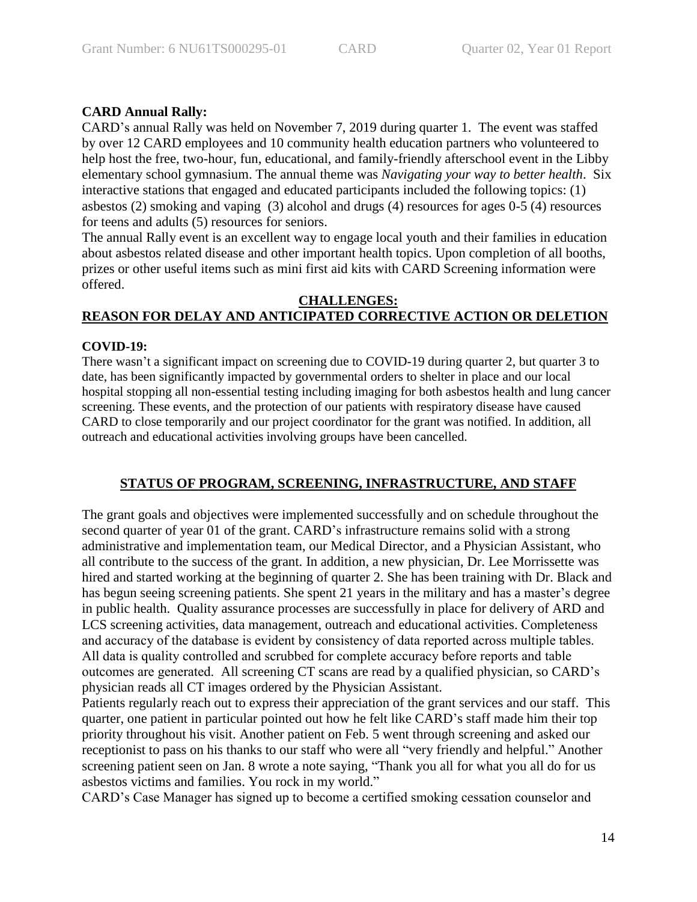**CARD Annual Rally:**

CARD's annual Rally was held on November 7, 2019 during quarter 1. The event was staffed by over 12 CARD employees and 10 community health education partners who volunteered to help host the free, two-hour, fun, educational, and family-friendly afterschool event in the Libby elementary school gymnasium. The annual theme was *Navigating your way to better health*. Six interactive stations that engaged and educated participants included the following topics: (1) asbestos (2) smoking and vaping (3) alcohol and drugs (4) resources for ages 0-5 (4) resources for teens and adults (5) resources for seniors.

The annual Rally event is an excellent way to engage local youth and their families in education about asbestos related disease and other important health topics. Upon completion of all booths, prizes or other useful items such as mini first aid kits with CARD Screening information were offered.

## CHALLENGES: REASON FOR DELAY AND ANTICIPATED CORRECTIVE ACTION OR DELETION

**COVID-19:**

There wasn't a significant impact on screening due to COVID-19 during quarter 2, but quarter 3 to date, has been significantly impacted by governmental orders to shelter in place and our local hospital stopping all non-essential testing including imaging for both asbestos health and lung cancer screening. These events, and the protection of our patients with respiratory disease have caused CARD to close temporarily and our project coordinator for the grant was notified. In addition, all outreach and educational activities involving groups have been cancelled.

## STATUS OF PROGRAM, SCREENING, INFRASTRUCTURE, AND STAFF

The grant goals and objectives were implemented successfully and on schedule throughout the second quarter of year 01 of the grant. CARD's infrastructure remains solid with a strong administrative and implementation team, our Medical Director, and a Physician Assistant, who all contribute to the success of the grant. In addition, a new physician, Dr. Lee Morrissette was hired and started working at the beginning of quarter 2. She has been training with Dr. Black and has begun seeing screening patients. She spent 21 years in the military and has a master's degree in public health. Quality assurance processes are successfully in place for delivery of ARD and LCS screening activities, data management, outreach and educational activities. Completeness and accuracy of the database is evident by consistency of data reported across multiple tables. All data is quality controlled and scrubbed for complete accuracy before reports and table outcomes are generated. All screening CT scans are read by a qualified physician, so CARD's physician reads all CT images ordered by the Physician Assistant.

Patients regularly reach out to express their appreciation of the grant services and our staff. This quarter, one patient in particular pointed out how he felt like CARD's staff made him their top priority throughout his visit. Another patient on Feb. 5 went through screening and asked our receptionist to pass on his thanks to our staff who were all "very friendly and helpful." Another screening patient seen on Jan. 8 wrote a note saying, "Thank you all for what you all do for us asbestos victims and families. You rock in my world."

CARD's Case Manager has signed up to become a certified smoking cessation counselor and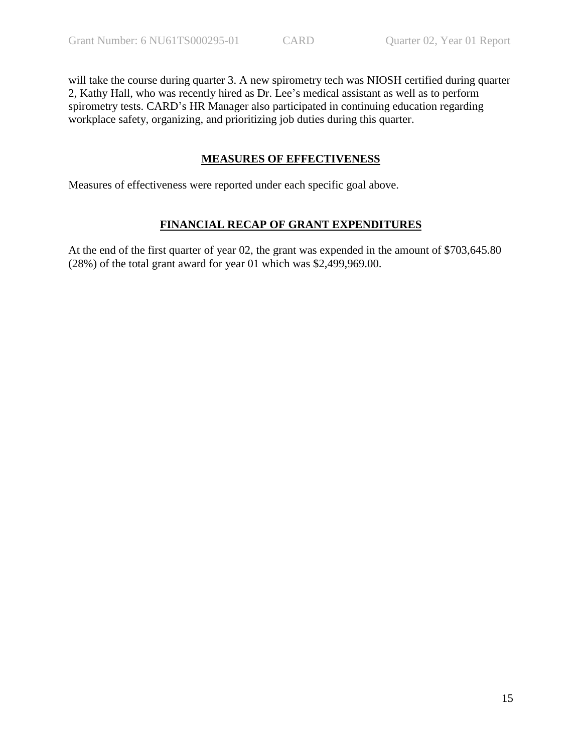will take the course during quarter 3. A new spirometry tech was NIOSH certified during quarter 2, Kathy Hall, who was recently hired as Dr. Lee's medical assistant as well as to perform spirometry tests. CARD's HR Manager also participated in continuing education regarding workplace safety, organizing, and prioritizing job duties during this quarter.

## MEASURES OF EFFECTIVENESS

Measures of effectiveness were reported under each specific goal above.

## FINANCIAL RECAP OF GRANT EXPENDITURES

At the end of the first quarter of year 02, the grant was expended in the amount of $703,645.80 (28%) of the total grant award for year 01 which was $2,499,969.00.